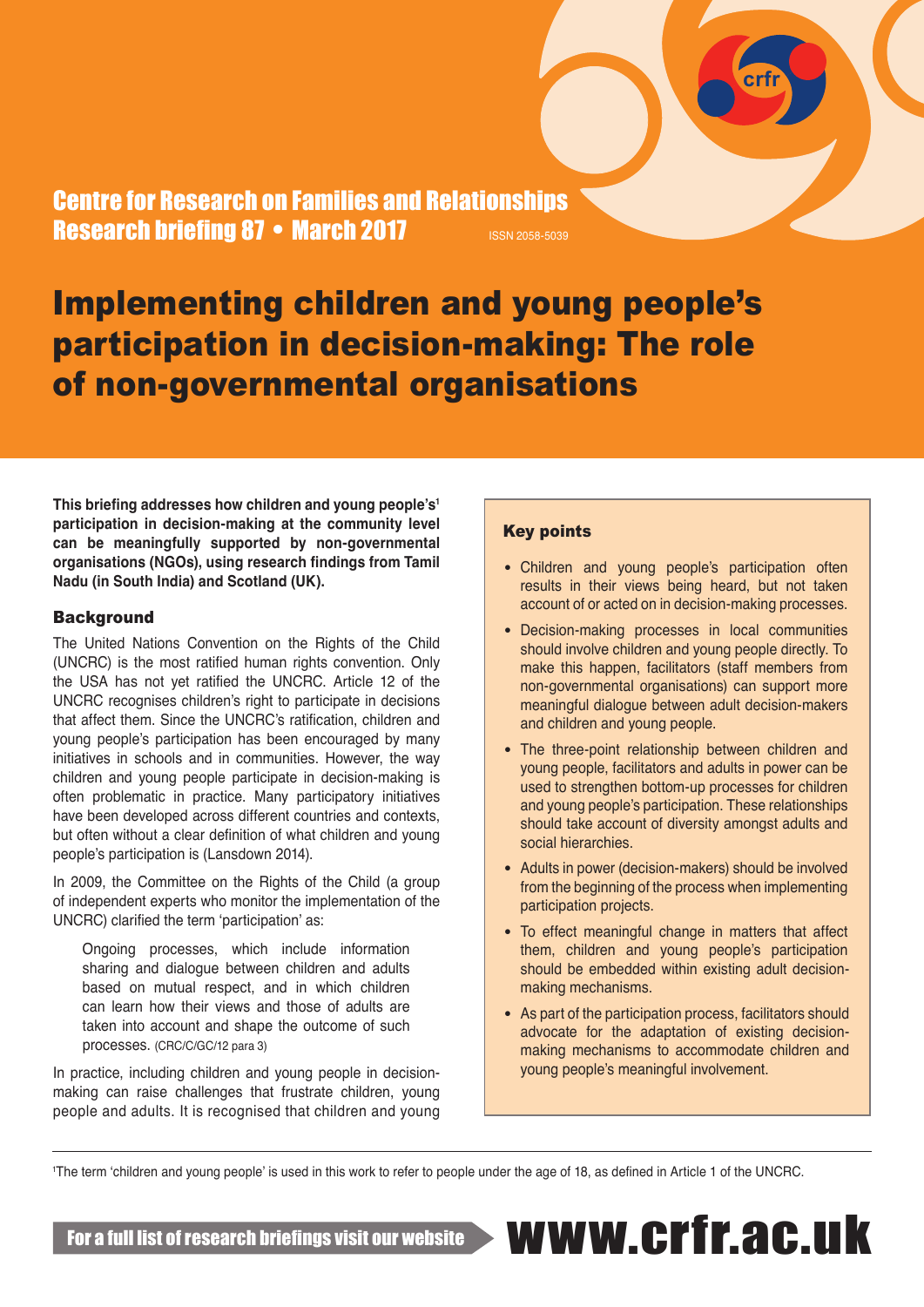Centre for Research on Families and Relationships
Research briefing 87 • March 2017

ISSN 2058-5039

# Implementing children and young people's participation in decision-making: The role of non-governmental organisations

**This briefing addresses how children and young people's[1] participation in decision-making at the community level can be meaningfully supported by non-governmental organisations (NGOs), using research findings from Tamil Nadu (in South India) and Scotland (UK).**

### Key points

- Children and young people's participation often results in their views being heard, but not taken account of or acted on in decision-making processes.
- Decision-making processes in local communities should involve children and young people directly. To make this happen, facilitators (staff members from non-governmental organisations) can support more meaningful dialogue between adult decision-makers and children and young people.
- The three-point relationship between children and young people, facilitators and adults in power can be used to strengthen bottom-up processes for children and young people's participation. These relationships should take account of diversity amongst adults and social hierarchies.
- Adults in power (decision-makers) should be involved from the beginning of the process when implementing participation projects.
- To effect meaningful change in matters that affect them, children and young people's participation should be embedded within existing adult decision-making mechanisms.
- As part of the participation process, facilitators should advocate for the adaptation of existing decision-making mechanisms to accommodate children and young people's meaningful involvement.

## Background

The United Nations Convention on the Rights of the Child (UNCRC) is the most ratified human rights convention. Only the USA has not yet ratified the UNCRC. Article 12 of the UNCRC recognises children's right to participate in decisions that affect them. Since the UNCRC's ratification, children and young people's participation has been encouraged by many initiatives in schools and in communities. However, the way children and young people participate in decision-making is often problematic in practice. Many participatory initiatives have been developed across different countries and contexts, but often without a clear definition of what children and young people's participation is (Lansdown 2014).

In 2009, the Committee on the Rights of the Child (a group of independent experts who monitor the implementation of the UNCRC) clarified the term 'participation' as:

> Ongoing processes, which include information sharing and dialogue between children and adults based on mutual respect, and in which children can learn how their views and those of adults are taken into account and shape the outcome of such processes. (CRC/C/GC/12 para 3)

In practice, including children and young people in decision-making can raise challenges that frustrate children, young people and adults. It is recognised that children and young

[1] The term 'children and young people' is used in this work to refer to people under the age of 18, as defined in Article 1 of the UNCRC.

For a full list of research briefings visit our website **www.crfr.ac.uk**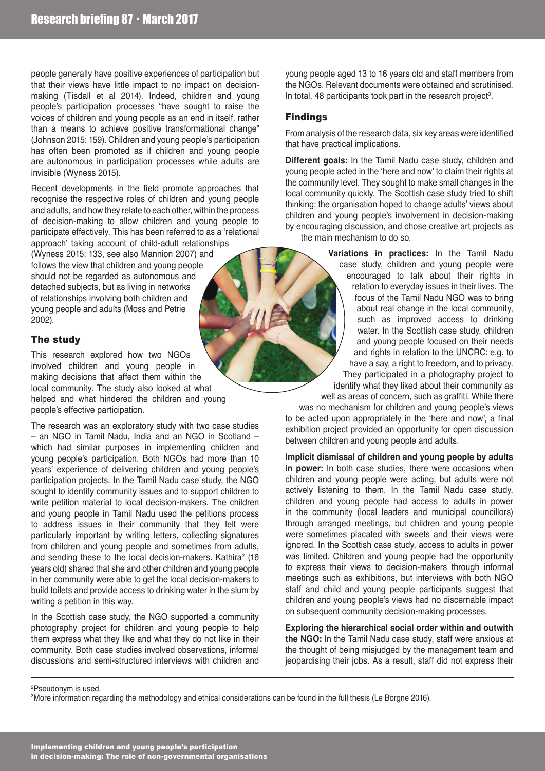people generally have positive experiences of participation but that their views have little impact to no impact on decision-making (Tisdall et al 2014). Indeed, children and young people's participation processes "have sought to raise the voices of children and young people as an end in itself, rather than a means to achieve positive transformational change" (Johnson 2015: 159). Children and young people's participation has often been promoted as if children and young people are autonomous in participation processes while adults are invisible (Wyness 2015).

Recent developments in the field promote approaches that recognise the respective roles of children and young people and adults, and how they relate to each other, within the process of decision-making to allow children and young people to participate effectively. This has been referred to as a 'relational approach' taking account of child-adult relationships (Wyness 2015: 133, see also Mannion 2007) and follows the view that children and young people should not be regarded as autonomous and detached subjects, but as living in networks of relationships involving both children and young people and adults (Moss and Petrie 2002).

## The study

This research explored how two NGOs involved children and young people in making decisions that affect them within the local community. The study also looked at what helped and what hindered the children and young people's effective participation.

The research was an exploratory study with two case studies – an NGO in Tamil Nadu, India and an NGO in Scotland – which had similar purposes in implementing children and young people's participation. Both NGOs had more than 10 years' experience of delivering children and young people's participation projects. In the Tamil Nadu case study, the NGO sought to identify community issues and to support children to write petition material to local decision-makers. The children and young people in Tamil Nadu used the petitions process to address issues in their community that they felt were particularly important by writing letters, collecting signatures from children and young people and sometimes from adults, and sending these to the local decision-makers. Kathira[2] (16 years old) shared that she and other children and young people in her community were able to get the local decision-makers to build toilets and provide access to drinking water in the slum by writing a petition in this way.

In the Scottish case study, the NGO supported a community photography project for children and young people to help them express what they like and what they do not like in their community. Both case studies involved observations, informal discussions and semi-structured interviews with children and young people aged 13 to 16 years old and staff members from the NGOs. Relevant documents were obtained and scrutinised. In total, 48 participants took part in the research project[3].

## Findings

From analysis of the research data, six key areas were identified that have practical implications.

**Different goals:** In the Tamil Nadu case study, children and young people acted in the 'here and now' to claim their rights at the community level. They sought to make small changes in the local community quickly. The Scottish case study tried to shift thinking: the organisation hoped to change adults' views about children and young people's involvement in decision-making by encouraging discussion, and chose creative art projects as the main mechanism to do so.

**Variations in practices:** In the Tamil Nadu case study, children and young people were encouraged to talk about their rights in relation to everyday issues in their lives. The focus of the Tamil Nadu NGO was to bring about real change in the local community, such as improved access to drinking water. In the Scottish case study, children and young people focused on their needs and rights in relation to the UNCRC: e.g. to have a say, a right to freedom, and to privacy. They participated in a photography project to identify what they liked about their community as well as areas of concern, such as graffiti. While there was no mechanism for children and young people's views to be acted upon appropriately in the 'here and now', a final exhibition project provided an opportunity for open discussion between children and young people and adults.

**Implicit dismissal of children and young people by adults in power:** In both case studies, there were occasions when children and young people were acting, but adults were not actively listening to them. In the Tamil Nadu case study, children and young people had access to adults in power in the community (local leaders and municipal councillors) through arranged meetings, but children and young people were sometimes placated with sweets and their views were ignored. In the Scottish case study, access to adults in power was limited. Children and young people had the opportunity to express their views to decision-makers through informal meetings such as exhibitions, but interviews with both NGO staff and child and young people participants suggest that children and young people's views had no discernable impact on subsequent community decision-making processes.

**Exploring the hierarchical social order within and outwith the NGO:** In the Tamil Nadu case study, staff were anxious at the thought of being misjudged by the management team and jeopardising their jobs. As a result, staff did not express their

---

[2] Pseudonym is used.

[3] More information regarding the methodology and ethical considerations can be found in the full thesis (Le Borgne 2016).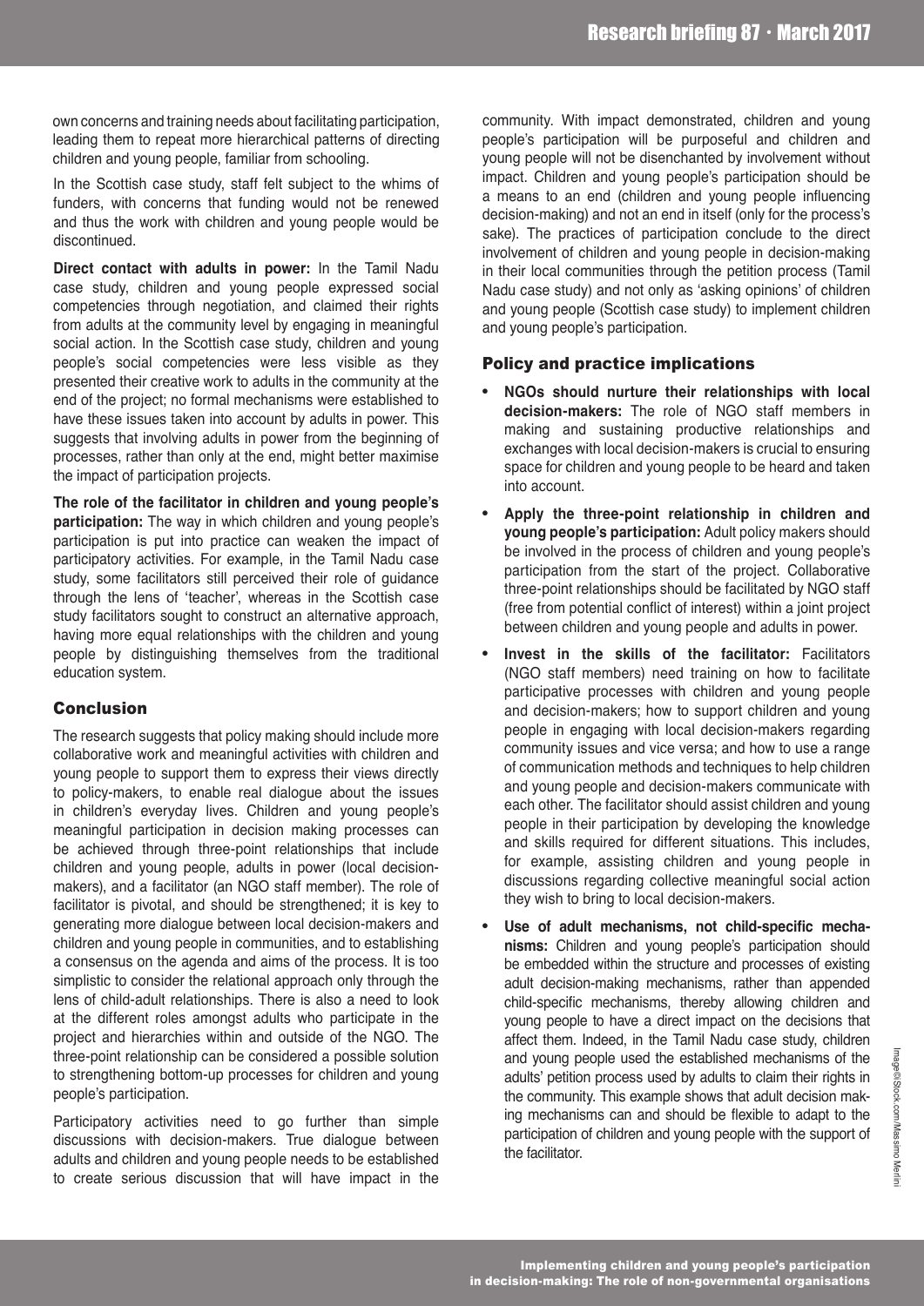own concerns and training needs about facilitating participation, leading them to repeat more hierarchical patterns of directing children and young people, familiar from schooling.

In the Scottish case study, staff felt subject to the whims of funders, with concerns that funding would not be renewed and thus the work with children and young people would be discontinued.

**Direct contact with adults in power:** In the Tamil Nadu case study, children and young people expressed social competencies through negotiation, and claimed their rights from adults at the community level by engaging in meaningful social action. In the Scottish case study, children and young people's social competencies were less visible as they presented their creative work to adults in the community at the end of the project; no formal mechanisms were established to have these issues taken into account by adults in power. This suggests that involving adults in power from the beginning of processes, rather than only at the end, might better maximise the impact of participation projects.

**The role of the facilitator in children and young people's participation:** The way in which children and young people's participation is put into practice can weaken the impact of participatory activities. For example, in the Tamil Nadu case study, some facilitators still perceived their role of guidance through the lens of 'teacher', whereas in the Scottish case study facilitators sought to construct an alternative approach, having more equal relationships with the children and young people by distinguishing themselves from the traditional education system.

## Conclusion

The research suggests that policy making should include more collaborative work and meaningful activities with children and young people to support them to express their views directly to policy-makers, to enable real dialogue about the issues in children's everyday lives. Children and young people's meaningful participation in decision making processes can be achieved through three-point relationships that include children and young people, adults in power (local decision-makers), and a facilitator (an NGO staff member). The role of facilitator is pivotal, and should be strengthened; it is key to generating more dialogue between local decision-makers and children and young people in communities, and to establishing a consensus on the agenda and aims of the process. It is too simplistic to consider the relational approach only through the lens of child-adult relationships. There is also a need to look at the different roles amongst adults who participate in the project and hierarchies within and outside of the NGO. The three-point relationship can be considered a possible solution to strengthening bottom-up processes for children and young people's participation.

Participatory activities need to go further than simple discussions with decision-makers. True dialogue between adults and children and young people needs to be established to create serious discussion that will have impact in the community. With impact demonstrated, children and young people's participation will be purposeful and children and young people will not be disenchanted by involvement without impact. Children and young people's participation should be a means to an end (children and young people influencing decision-making) and not an end in itself (only for the process's sake). The practices of participation conclude to the direct involvement of children and young people in decision-making in their local communities through the petition process (Tamil Nadu case study) and not only as 'asking opinions' of children and young people (Scottish case study) to implement children and young people's participation.

## Policy and practice implications

- **NGOs should nurture their relationships with local decision-makers:** The role of NGO staff members in making and sustaining productive relationships and exchanges with local decision-makers is crucial to ensuring space for children and young people to be heard and taken into account.
- **Apply the three-point relationship in children and young people's participation:** Adult policy makers should be involved in the process of children and young people's participation from the start of the project. Collaborative three-point relationships should be facilitated by NGO staff (free from potential conflict of interest) within a joint project between children and young people and adults in power.
- **Invest in the skills of the facilitator:** Facilitators (NGO staff members) need training on how to facilitate participative processes with children and young people and decision-makers; how to support children and young people in engaging with local decision-makers regarding community issues and vice versa; and how to use a range of communication methods and techniques to help children and young people and decision-makers communicate with each other. The facilitator should assist children and young people in their participation by developing the knowledge and skills required for different situations. This includes, for example, assisting children and young people in discussions regarding collective meaningful social action they wish to bring to local decision-makers.
- **Use of adult mechanisms, not child-specific mechanisms:** Children and young people's participation should be embedded within the structure and processes of existing adult decision-making mechanisms, rather than appended child-specific mechanisms, thereby allowing children and young people to have a direct impact on the decisions that affect them. Indeed, in the Tamil Nadu case study, children and young people used the established mechanisms of the adults' petition process used by adults to claim their rights in the community. This example shows that adult decision making mechanisms can and should be flexible to adapt to the participation of children and young people with the support of the facilitator.

Image©iStock.com/Massimo Merlini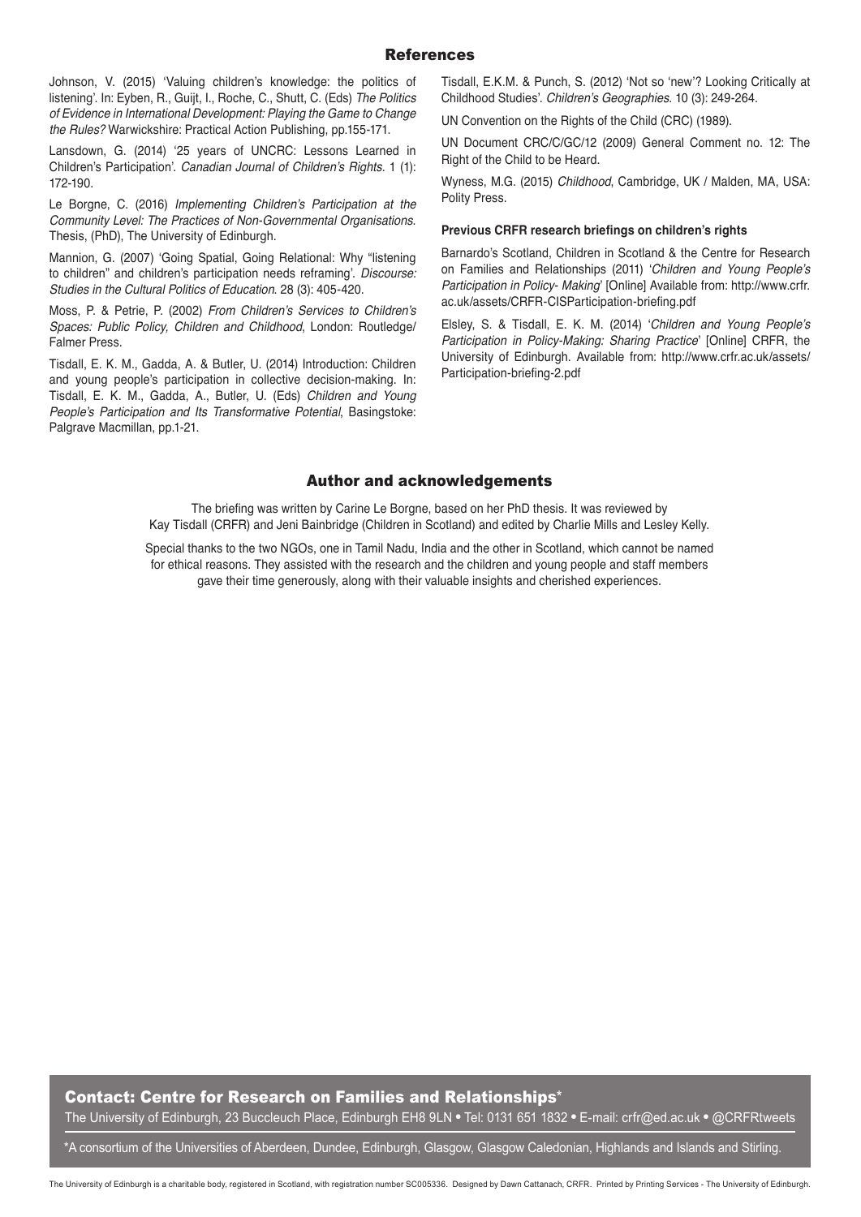## References

Johnson, V. (2015) 'Valuing children's knowledge: the politics of listening'. In: Eyben, R., Guijt, I., Roche, C., Shutt, C. (Eds) *The Politics of Evidence in International Development: Playing the Game to Change the Rules?* Warwickshire: Practical Action Publishing, pp.155-171.

Lansdown, G. (2014) '25 years of UNCRC: Lessons Learned in Children's Participation'. *Canadian Journal of Children's Rights*. 1 (1): 172-190.

Le Borgne, C. (2016) *Implementing Children's Participation at the Community Level: The Practices of Non-Governmental Organisations*. Thesis, (PhD), The University of Edinburgh.

Mannion, G. (2007) 'Going Spatial, Going Relational: Why "listening to children" and children's participation needs reframing'. *Discourse: Studies in the Cultural Politics of Education*. 28 (3): 405-420.

Moss, P. & Petrie, P. (2002) *From Children's Services to Children's Spaces: Public Policy, Children and Childhood*, London: Routledge/ Falmer Press.

Tisdall, E. K. M., Gadda, A. & Butler, U. (2014) Introduction: Children and young people's participation in collective decision-making. In: Tisdall, E. K. M., Gadda, A., Butler, U. (Eds) *Children and Young People's Participation and Its Transformative Potential*, Basingstoke: Palgrave Macmillan, pp.1-21.

Tisdall, E.K.M. & Punch, S. (2012) 'Not so 'new'? Looking Critically at Childhood Studies'. *Children's Geographies*. 10 (3): 249-264.

UN Convention on the Rights of the Child (CRC) (1989).

UN Document CRC/C/GC/12 (2009) General Comment no. 12: The Right of the Child to be Heard.

Wyness, M.G. (2015) *Childhood*, Cambridge, UK / Malden, MA, USA: Polity Press.

**Previous CRFR research briefings on children's rights**

Barnardo's Scotland, Children in Scotland & the Centre for Research on Families and Relationships (2011) '*Children and Young People's Participation in Policy- Making*' [Online] Available from: http://www.crfr.ac.uk/assets/CRFR-CISParticipation-briefing.pdf

Elsley, S. & Tisdall, E. K. M. (2014) '*Children and Young People's Participation in Policy-Making: Sharing Practice*' [Online] CRFR, the University of Edinburgh. Available from: http://www.crfr.ac.uk/assets/Participation-briefing-2.pdf

## Author and acknowledgements

The briefing was written by Carine Le Borgne, based on her PhD thesis. It was reviewed by Kay Tisdall (CRFR) and Jeni Bainbridge (Children in Scotland) and edited by Charlie Mills and Lesley Kelly.

Special thanks to the two NGOs, one in Tamil Nadu, India and the other in Scotland, which cannot be named for ethical reasons. They assisted with the research and the children and young people and staff members gave their time generously, along with their valuable insights and cherished experiences.

## Contact: Centre for Research on Families and Relationships*

The University of Edinburgh, 23 Buccleuch Place, Edinburgh EH8 9LN • Tel: 0131 651 1832 • E-mail: crfr@ed.ac.uk • @CRFRtweets

*A consortium of the Universities of Aberdeen, Dundee, Edinburgh, Glasgow, Glasgow Caledonian, Highlands and Islands and Stirling.

The University of Edinburgh is a charitable body, registered in Scotland, with registration number SC005336. Designed by Dawn Cattanach, CRFR. Printed by Printing Services - The University of Edinburgh.